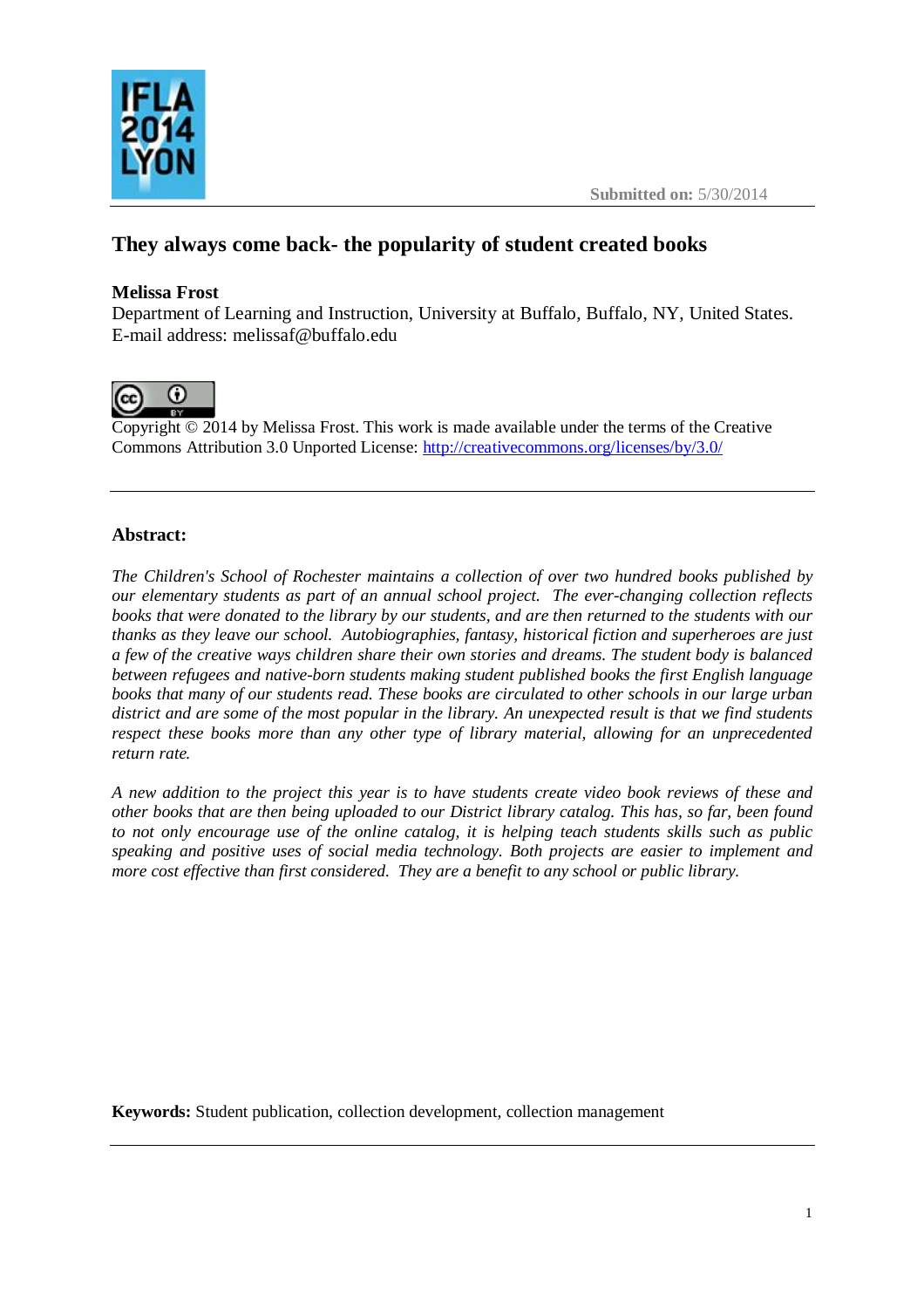Submitted on: 5/30/2014

# They always come back- the popularity of student created books

**Melissa Frost**
Department of Learning and Instruction, University at Buffalo, Buffalo, NY, United States.
E-mail address: melissaf@buffalo.edu

Copyright © 2014 by Melissa Frost. This work is made available under the terms of the Creative Commons Attribution 3.0 Unported License: http://creativecommons.org/licenses/by/3.0/

---

## Abstract:

*The Children's School of Rochester maintains a collection of over two hundred books published by our elementary students as part of an annual school project. The ever-changing collection reflects books that were donated to the library by our students, and are then returned to the students with our thanks as they leave our school. Autobiographies, fantasy, historical fiction and superheroes are just a few of the creative ways children share their own stories and dreams. The student body is balanced between refugees and native-born students making student published books the first English language books that many of our students read. These books are circulated to other schools in our large urban district and are some of the most popular in the library. An unexpected result is that we find students respect these books more than any other type of library material, allowing for an unprecedented return rate.*

*A new addition to the project this year is to have students create video book reviews of these and other books that are then being uploaded to our District library catalog. This has, so far, been found to not only encourage use of the online catalog, it is helping teach students skills such as public speaking and positive uses of social media technology. Both projects are easier to implement and more cost effective than first considered. They are a benefit to any school or public library.*

**Keywords:** Student publication, collection development, collection management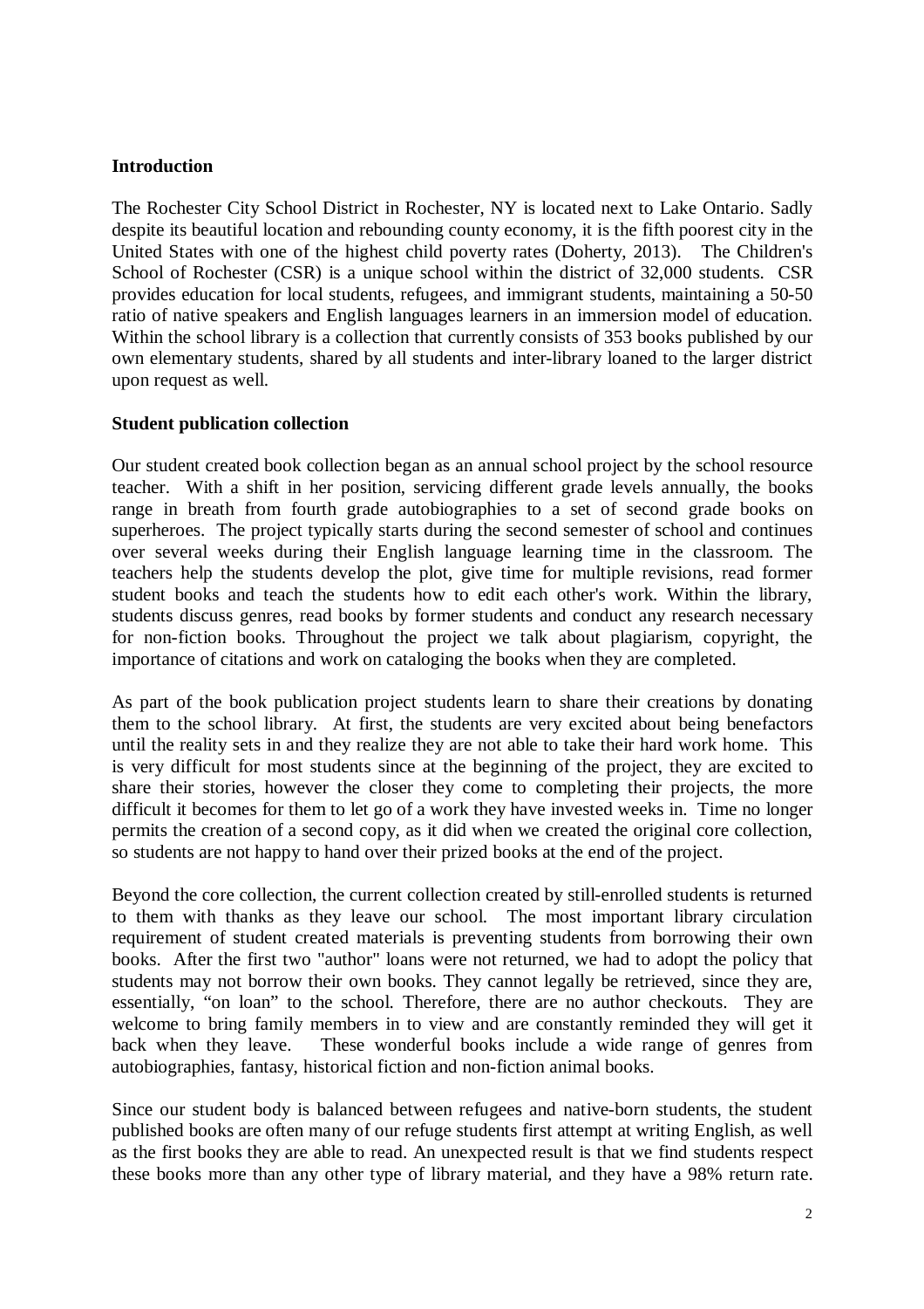**Introduction**

The Rochester City School District in Rochester, NY is located next to Lake Ontario. Sadly despite its beautiful location and rebounding county economy, it is the fifth poorest city in the United States with one of the highest child poverty rates (Doherty, 2013). The Children's School of Rochester (CSR) is a unique school within the district of 32,000 students. CSR provides education for local students, refugees, and immigrant students, maintaining a 50-50 ratio of native speakers and English languages learners in an immersion model of education. Within the school library is a collection that currently consists of 353 books published by our own elementary students, shared by all students and inter-library loaned to the larger district upon request as well.

**Student publication collection**

Our student created book collection began as an annual school project by the school resource teacher. With a shift in her position, servicing different grade levels annually, the books range in breath from fourth grade autobiographies to a set of second grade books on superheroes. The project typically starts during the second semester of school and continues over several weeks during their English language learning time in the classroom. The teachers help the students develop the plot, give time for multiple revisions, read former student books and teach the students how to edit each other's work. Within the library, students discuss genres, read books by former students and conduct any research necessary for non-fiction books. Throughout the project we talk about plagiarism, copyright, the importance of citations and work on cataloging the books when they are completed.

As part of the book publication project students learn to share their creations by donating them to the school library. At first, the students are very excited about being benefactors until the reality sets in and they realize they are not able to take their hard work home. This is very difficult for most students since at the beginning of the project, they are excited to share their stories, however the closer they come to completing their projects, the more difficult it becomes for them to let go of a work they have invested weeks in. Time no longer permits the creation of a second copy, as it did when we created the original core collection, so students are not happy to hand over their prized books at the end of the project.

Beyond the core collection, the current collection created by still-enrolled students is returned to them with thanks as they leave our school. The most important library circulation requirement of student created materials is preventing students from borrowing their own books. After the first two "author" loans were not returned, we had to adopt the policy that students may not borrow their own books. They cannot legally be retrieved, since they are, essentially, “on loan” to the school. Therefore, there are no author checkouts. They are welcome to bring family members in to view and are constantly reminded they will get it back when they leave. These wonderful books include a wide range of genres from autobiographies, fantasy, historical fiction and non-fiction animal books.

Since our student body is balanced between refugees and native-born students, the student published books are often many of our refuge students first attempt at writing English, as well as the first books they are able to read. An unexpected result is that we find students respect these books more than any other type of library material, and they have a 98% return rate.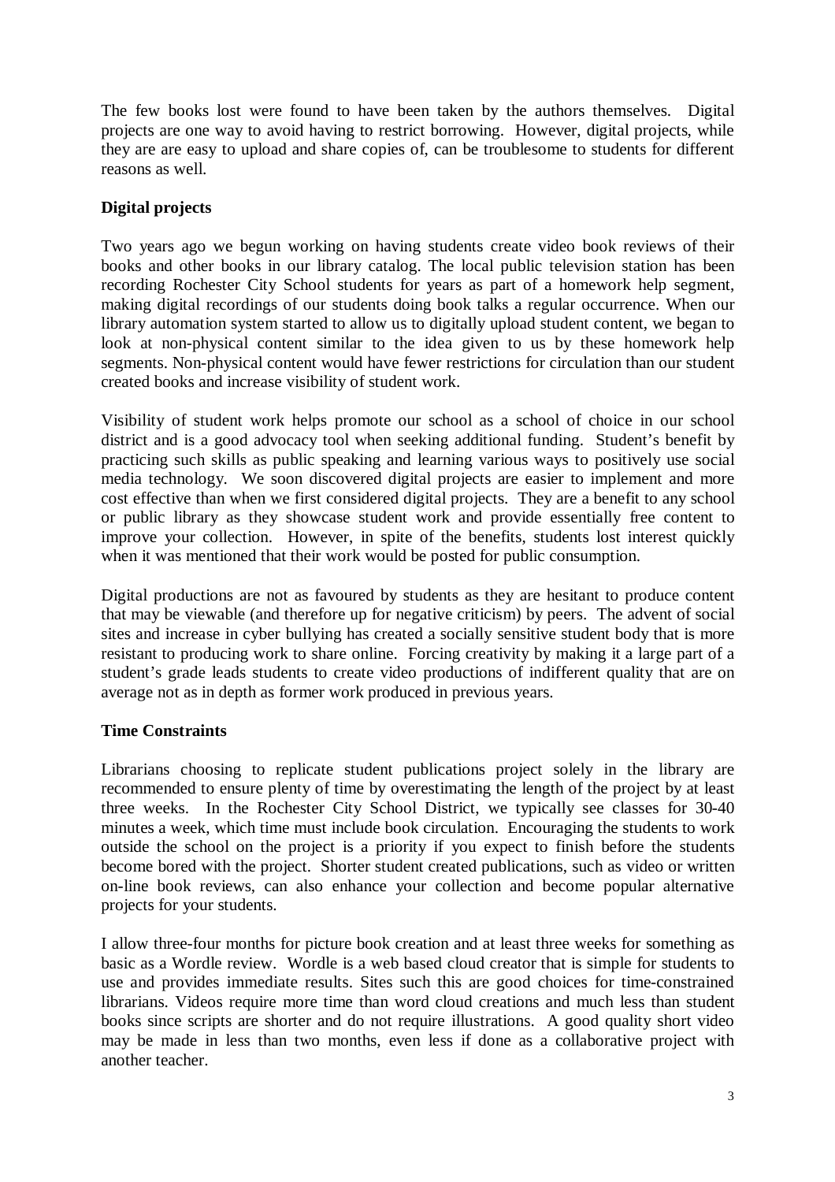The few books lost were found to have been taken by the authors themselves. Digital projects are one way to avoid having to restrict borrowing. However, digital projects, while they are are easy to upload and share copies of, can be troublesome to students for different reasons as well.

## Digital projects

Two years ago we begun working on having students create video book reviews of their books and other books in our library catalog. The local public television station has been recording Rochester City School students for years as part of a homework help segment, making digital recordings of our students doing book talks a regular occurrence. When our library automation system started to allow us to digitally upload student content, we began to look at non-physical content similar to the idea given to us by these homework help segments. Non-physical content would have fewer restrictions for circulation than our student created books and increase visibility of student work.

Visibility of student work helps promote our school as a school of choice in our school district and is a good advocacy tool when seeking additional funding. Student's benefit by practicing such skills as public speaking and learning various ways to positively use social media technology. We soon discovered digital projects are easier to implement and more cost effective than when we first considered digital projects. They are a benefit to any school or public library as they showcase student work and provide essentially free content to improve your collection. However, in spite of the benefits, students lost interest quickly when it was mentioned that their work would be posted for public consumption.

Digital productions are not as favoured by students as they are hesitant to produce content that may be viewable (and therefore up for negative criticism) by peers. The advent of social sites and increase in cyber bullying has created a socially sensitive student body that is more resistant to producing work to share online. Forcing creativity by making it a large part of a student's grade leads students to create video productions of indifferent quality that are on average not as in depth as former work produced in previous years.

## Time Constraints

Librarians choosing to replicate student publications project solely in the library are recommended to ensure plenty of time by overestimating the length of the project by at least three weeks. In the Rochester City School District, we typically see classes for 30-40 minutes a week, which time must include book circulation. Encouraging the students to work outside the school on the project is a priority if you expect to finish before the students become bored with the project. Shorter student created publications, such as video or written on-line book reviews, can also enhance your collection and become popular alternative projects for your students.

I allow three-four months for picture book creation and at least three weeks for something as basic as a Wordle review. Wordle is a web based cloud creator that is simple for students to use and provides immediate results. Sites such this are good choices for time-constrained librarians. Videos require more time than word cloud creations and much less than student books since scripts are shorter and do not require illustrations. A good quality short video may be made in less than two months, even less if done as a collaborative project with another teacher.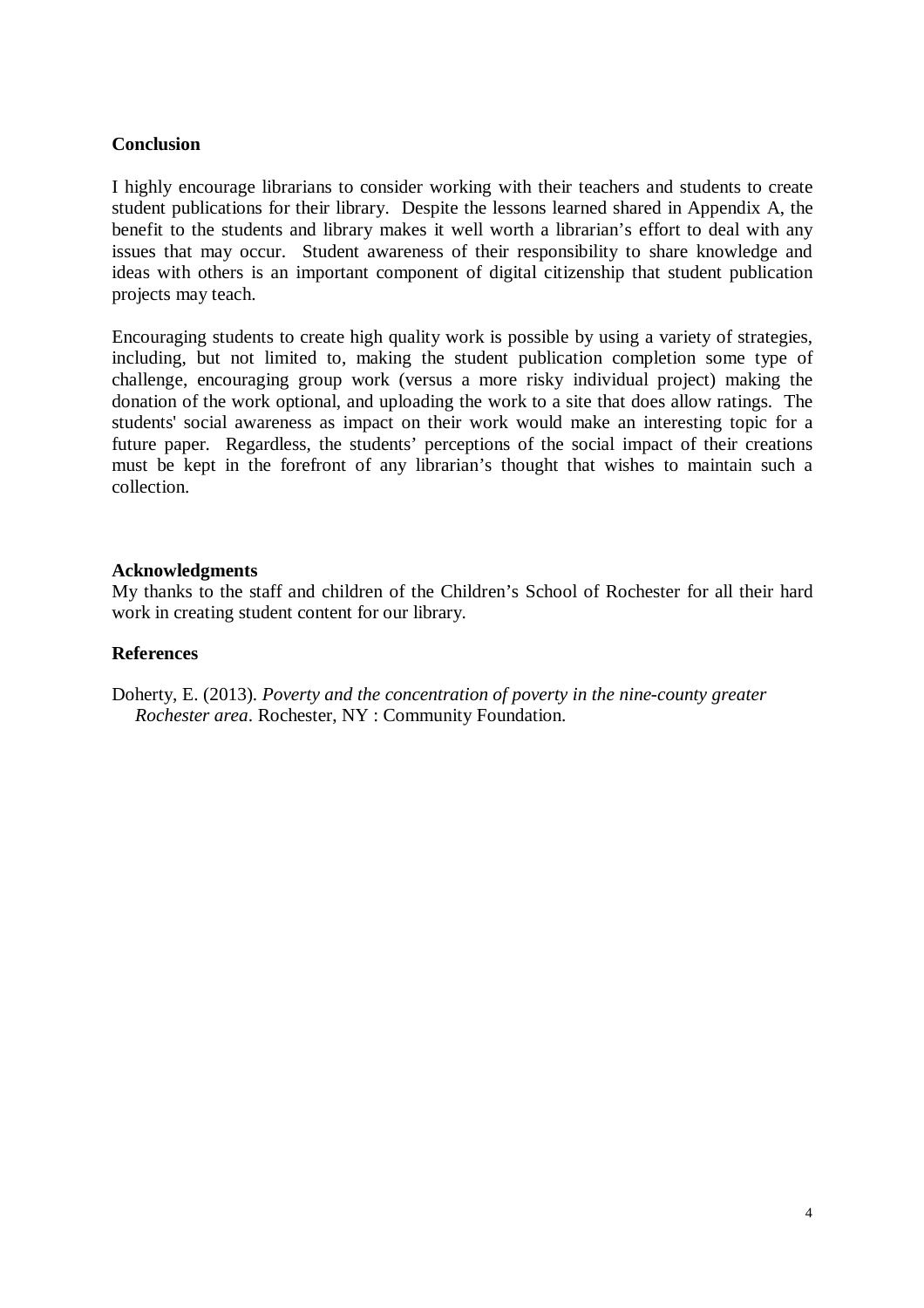## Conclusion

I highly encourage librarians to consider working with their teachers and students to create student publications for their library. Despite the lessons learned shared in Appendix A, the benefit to the students and library makes it well worth a librarian's effort to deal with any issues that may occur. Student awareness of their responsibility to share knowledge and ideas with others is an important component of digital citizenship that student publication projects may teach.

Encouraging students to create high quality work is possible by using a variety of strategies, including, but not limited to, making the student publication completion some type of challenge, encouraging group work (versus a more risky individual project) making the donation of the work optional, and uploading the work to a site that does allow ratings. The students' social awareness as impact on their work would make an interesting topic for a future paper. Regardless, the students' perceptions of the social impact of their creations must be kept in the forefront of any librarian's thought that wishes to maintain such a collection.

## Acknowledgments

My thanks to the staff and children of the Children's School of Rochester for all their hard work in creating student content for our library.

## References

Doherty, E. (2013). *Poverty and the concentration of poverty in the nine-county greater Rochester area*. Rochester, NY : Community Foundation.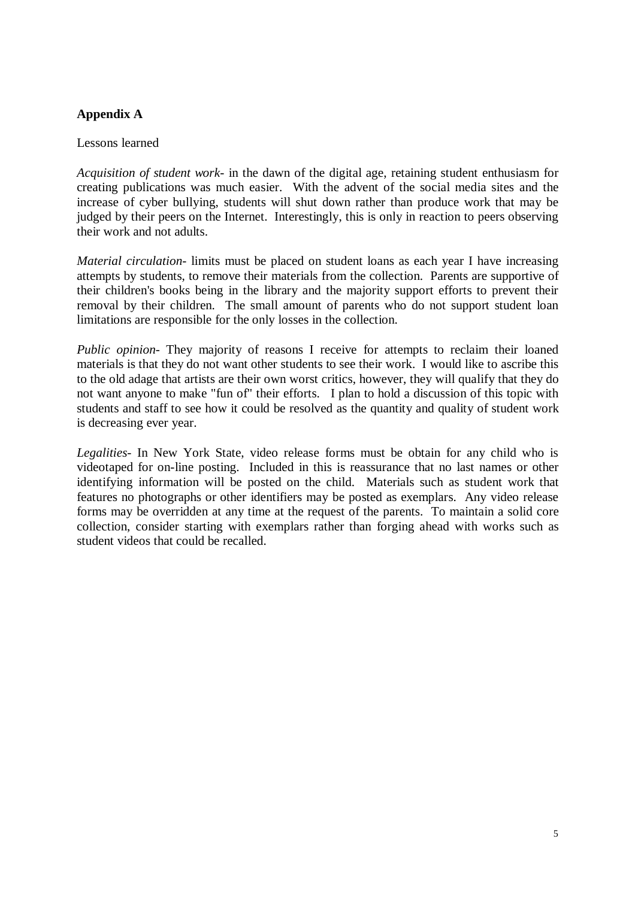**Appendix A**

Lessons learned

*Acquisition of student work*- in the dawn of the digital age, retaining student enthusiasm for creating publications was much easier. With the advent of the social media sites and the increase of cyber bullying, students will shut down rather than produce work that may be judged by their peers on the Internet. Interestingly, this is only in reaction to peers observing their work and not adults.

*Material circulation*- limits must be placed on student loans as each year I have increasing attempts by students, to remove their materials from the collection. Parents are supportive of their children's books being in the library and the majority support efforts to prevent their removal by their children. The small amount of parents who do not support student loan limitations are responsible for the only losses in the collection.

*Public opinion*- They majority of reasons I receive for attempts to reclaim their loaned materials is that they do not want other students to see their work. I would like to ascribe this to the old adage that artists are their own worst critics, however, they will qualify that they do not want anyone to make "fun of" their efforts. I plan to hold a discussion of this topic with students and staff to see how it could be resolved as the quantity and quality of student work is decreasing ever year.

*Legalities*- In New York State, video release forms must be obtain for any child who is videotaped for on-line posting. Included in this is reassurance that no last names or other identifying information will be posted on the child. Materials such as student work that features no photographs or other identifiers may be posted as exemplars. Any video release forms may be overridden at any time at the request of the parents. To maintain a solid core collection, consider starting with exemplars rather than forging ahead with works such as student videos that could be recalled.